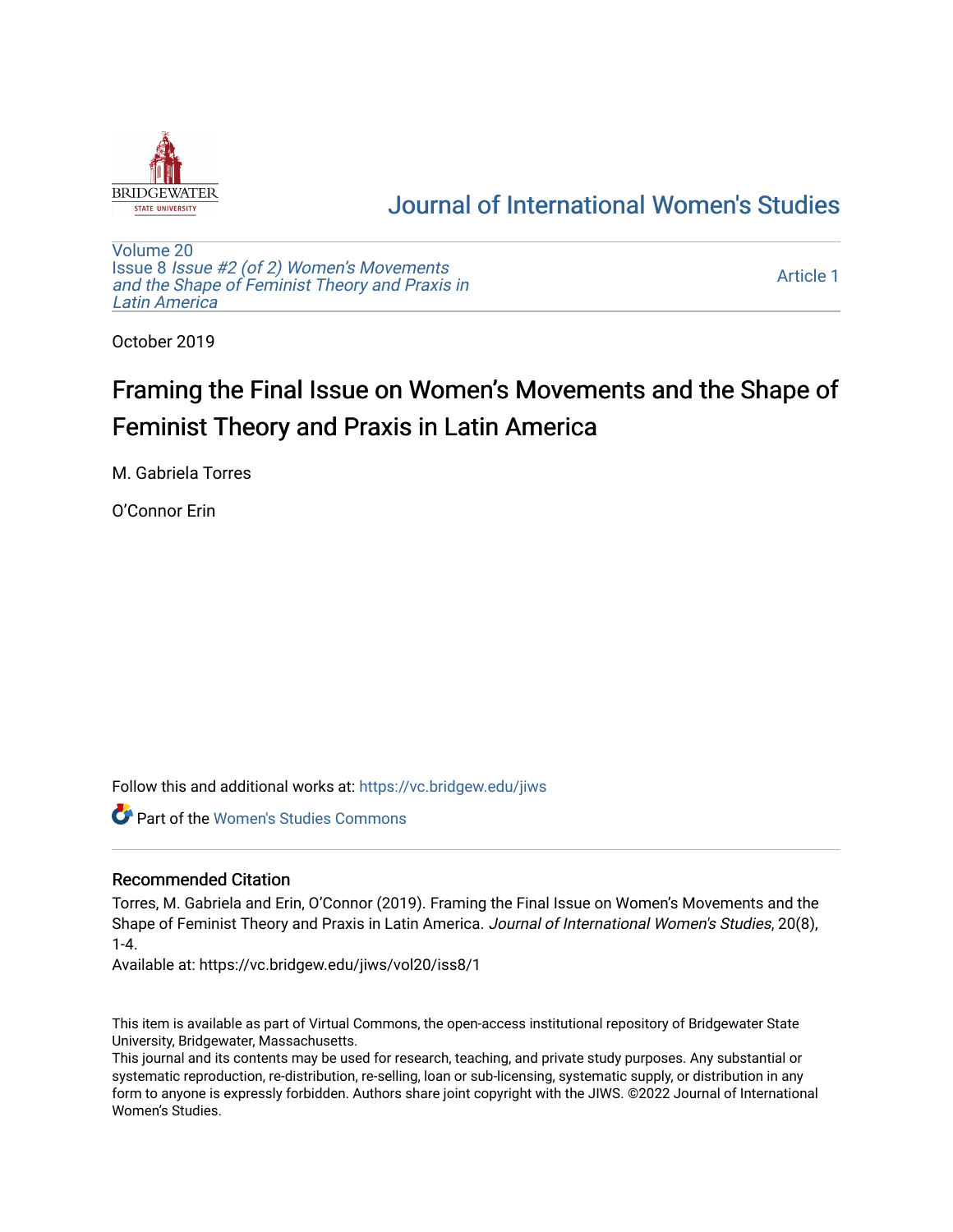Journal of International Women's Studies

Volume 20
Issue 8 *Issue #2 (of 2) Women's Movements and the Shape of Feminist Theory and Praxis in Latin America*

Article 1

October 2019

# Framing the Final Issue on Women's Movements and the Shape of Feminist Theory and Praxis in Latin America

M. Gabriela Torres

O'Connor Erin

Follow this and additional works at: https://vc.bridgew.edu/jiws

Part of the Women's Studies Commons

## Recommended Citation

Torres, M. Gabriela and Erin, O'Connor (2019). Framing the Final Issue on Women's Movements and the Shape of Feminist Theory and Praxis in Latin America. *Journal of International Women's Studies*, 20(8), 1-4.

Available at: https://vc.bridgew.edu/jiws/vol20/iss8/1

This item is available as part of Virtual Commons, the open-access institutional repository of Bridgewater State University, Bridgewater, Massachusetts.

This journal and its contents may be used for research, teaching, and private study purposes. Any substantial or systematic reproduction, re-distribution, re-selling, loan or sub-licensing, systematic supply, or distribution in any form to anyone is expressly forbidden. Authors share joint copyright with the JIWS. ©2022 Journal of International Women's Studies.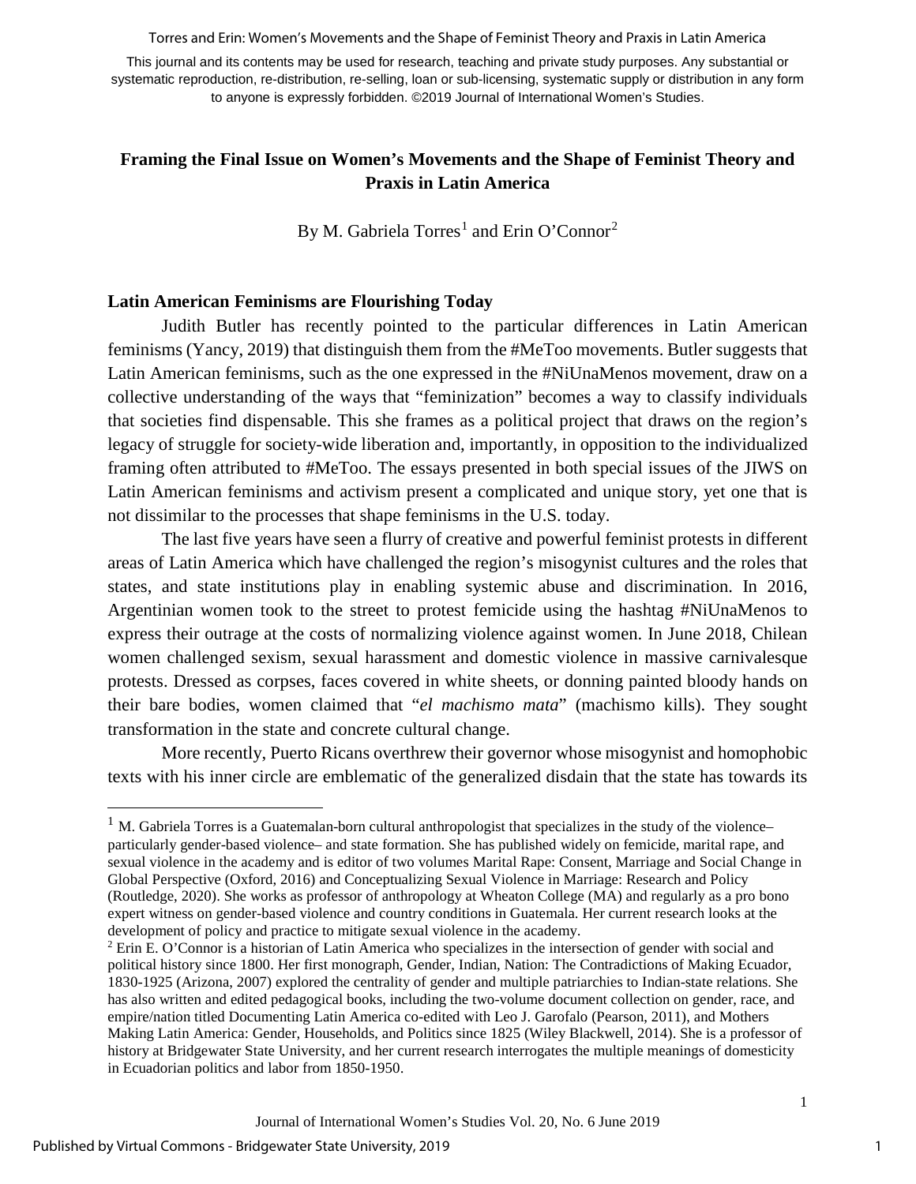**Framing the Final Issue on Women's Movements and the Shape of Feminist Theory and Praxis in Latin America**

By M. Gabriela Torres[1] and Erin O'Connor[2]

## Latin American Feminisms are Flourishing Today

Judith Butler has recently pointed to the particular differences in Latin American feminisms (Yancy, 2019) that distinguish them from the #MeToo movements. Butler suggests that Latin American feminisms, such as the one expressed in the #NiUnaMenos movement, draw on a collective understanding of the ways that "feminization" becomes a way to classify individuals that societies find dispensable. This she frames as a political project that draws on the region's legacy of struggle for society-wide liberation and, importantly, in opposition to the individualized framing often attributed to #MeToo. The essays presented in both special issues of the JIWS on Latin American feminisms and activism present a complicated and unique story, yet one that is not dissimilar to the processes that shape feminisms in the U.S. today.

The last five years have seen a flurry of creative and powerful feminist protests in different areas of Latin America which have challenged the region's misogynist cultures and the roles that states, and state institutions play in enabling systemic abuse and discrimination. In 2016, Argentinian women took to the street to protest femicide using the hashtag #NiUnaMenos to express their outrage at the costs of normalizing violence against women. In June 2018, Chilean women challenged sexism, sexual harassment and domestic violence in massive carnivalesque protests. Dressed as corpses, faces covered in white sheets, or donning painted bloody hands on their bare bodies, women claimed that "*el machismo mata*" (machismo kills). They sought transformation in the state and concrete cultural change.

More recently, Puerto Ricans overthrew their governor whose misogynist and homophobic texts with his inner circle are emblematic of the generalized disdain that the state has towards its

---

[1] M. Gabriela Torres is a Guatemalan-born cultural anthropologist that specializes in the study of the violence– particularly gender-based violence– and state formation. She has published widely on femicide, marital rape, and sexual violence in the academy and is editor of two volumes Marital Rape: Consent, Marriage and Social Change in Global Perspective (Oxford, 2016) and Conceptualizing Sexual Violence in Marriage: Research and Policy (Routledge, 2020). She works as professor of anthropology at Wheaton College (MA) and regularly as a pro bono expert witness on gender-based violence and country conditions in Guatemala. Her current research looks at the development of policy and practice to mitigate sexual violence in the academy.

[2] Erin E. O'Connor is a historian of Latin America who specializes in the intersection of gender with social and political history since 1800. Her first monograph, Gender, Indian, Nation: The Contradictions of Making Ecuador, 1830-1925 (Arizona, 2007) explored the centrality of gender and multiple patriarchies to Indian-state relations. She has also written and edited pedagogical books, including the two-volume document collection on gender, race, and empire/nation titled Documenting Latin America co-edited with Leo J. Garofalo (Pearson, 2011), and Mothers Making Latin America: Gender, Households, and Politics since 1825 (Wiley Blackwell, 2014). She is a professor of history at Bridgewater State University, and her current research interrogates the multiple meanings of domesticity in Ecuadorian politics and labor from 1850-1950.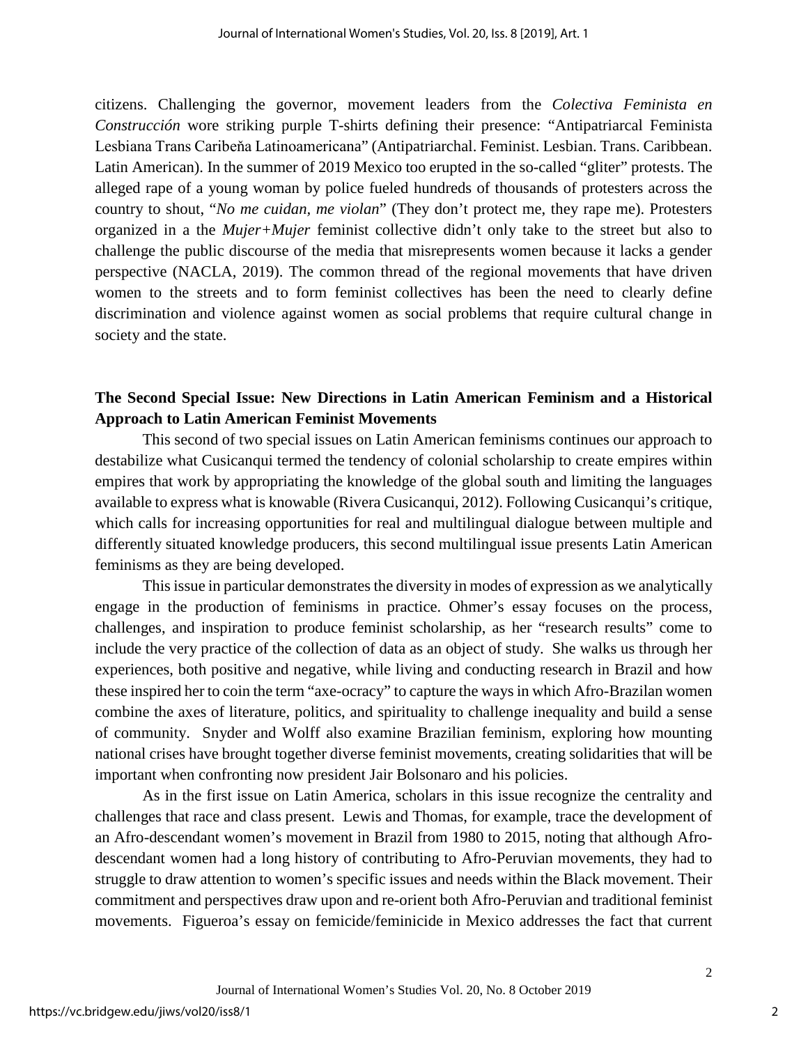citizens. Challenging the governor, movement leaders from the *Colectiva Feminista en Construcción* wore striking purple T-shirts defining their presence: "Antipatriarcal Feminista Lesbiana Trans Caribeňa Latinoamericana" (Antipatriarchal. Feminist. Lesbian. Trans. Caribbean. Latin American). In the summer of 2019 Mexico too erupted in the so-called "gliter" protests. The alleged rape of a young woman by police fueled hundreds of thousands of protesters across the country to shout, "*No me cuidan, me violan*" (They don't protect me, they rape me). Protesters organized in a the *Mujer+Mujer* feminist collective didn't only take to the street but also to challenge the public discourse of the media that misrepresents women because it lacks a gender perspective (NACLA, 2019). The common thread of the regional movements that have driven women to the streets and to form feminist collectives has been the need to clearly define discrimination and violence against women as social problems that require cultural change in society and the state.

**The Second Special Issue: New Directions in Latin American Feminism and a Historical Approach to Latin American Feminist Movements**

This second of two special issues on Latin American feminisms continues our approach to destabilize what Cusicanqui termed the tendency of colonial scholarship to create empires within empires that work by appropriating the knowledge of the global south and limiting the languages available to express what is knowable (Rivera Cusicanqui, 2012). Following Cusicanqui's critique, which calls for increasing opportunities for real and multilingual dialogue between multiple and differently situated knowledge producers, this second multilingual issue presents Latin American feminisms as they are being developed.

This issue in particular demonstrates the diversity in modes of expression as we analytically engage in the production of feminisms in practice. Ohmer's essay focuses on the process, challenges, and inspiration to produce feminist scholarship, as her "research results" come to include the very practice of the collection of data as an object of study. She walks us through her experiences, both positive and negative, while living and conducting research in Brazil and how these inspired her to coin the term "axe-ocracy" to capture the ways in which Afro-Brazilan women combine the axes of literature, politics, and spirituality to challenge inequality and build a sense of community. Snyder and Wolff also examine Brazilian feminism, exploring how mounting national crises have brought together diverse feminist movements, creating solidarities that will be important when confronting now president Jair Bolsonaro and his policies.

As in the first issue on Latin America, scholars in this issue recognize the centrality and challenges that race and class present. Lewis and Thomas, for example, trace the development of an Afro-descendant women's movement in Brazil from 1980 to 2015, noting that although Afro-descendant women had a long history of contributing to Afro-Peruvian movements, they had to struggle to draw attention to women's specific issues and needs within the Black movement. Their commitment and perspectives draw upon and re-orient both Afro-Peruvian and traditional feminist movements. Figueroa's essay on femicide/feminicide in Mexico addresses the fact that current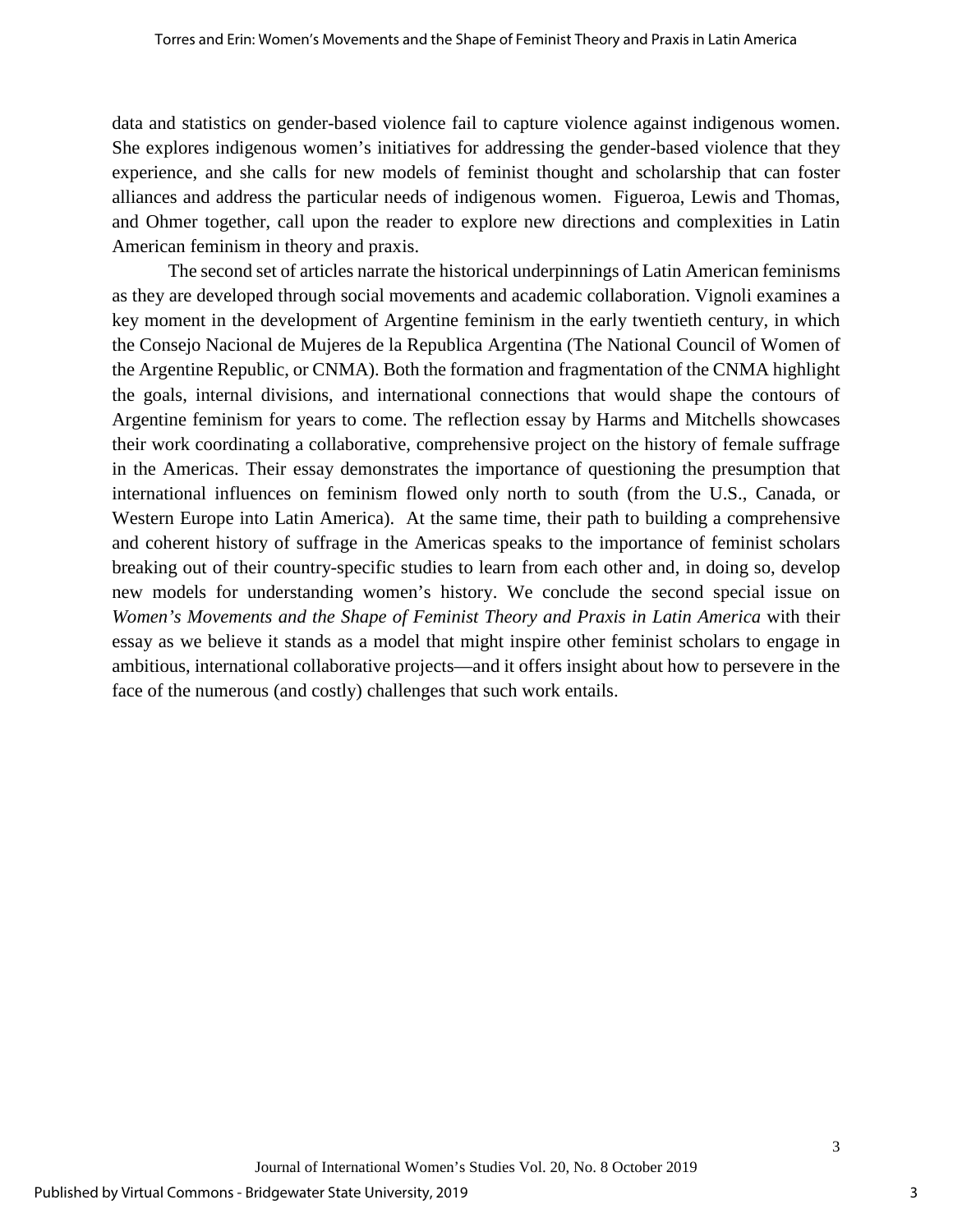data and statistics on gender-based violence fail to capture violence against indigenous women. She explores indigenous women's initiatives for addressing the gender-based violence that they experience, and she calls for new models of feminist thought and scholarship that can foster alliances and address the particular needs of indigenous women. Figueroa, Lewis and Thomas, and Ohmer together, call upon the reader to explore new directions and complexities in Latin American feminism in theory and praxis.

The second set of articles narrate the historical underpinnings of Latin American feminisms as they are developed through social movements and academic collaboration. Vignoli examines a key moment in the development of Argentine feminism in the early twentieth century, in which the Consejo Nacional de Mujeres de la Republica Argentina (The National Council of Women of the Argentine Republic, or CNMA). Both the formation and fragmentation of the CNMA highlight the goals, internal divisions, and international connections that would shape the contours of Argentine feminism for years to come. The reflection essay by Harms and Mitchells showcases their work coordinating a collaborative, comprehensive project on the history of female suffrage in the Americas. Their essay demonstrates the importance of questioning the presumption that international influences on feminism flowed only north to south (from the U.S., Canada, or Western Europe into Latin America). At the same time, their path to building a comprehensive and coherent history of suffrage in the Americas speaks to the importance of feminist scholars breaking out of their country-specific studies to learn from each other and, in doing so, develop new models for understanding women's history. We conclude the second special issue on *Women's Movements and the Shape of Feminist Theory and Praxis in Latin America* with their essay as we believe it stands as a model that might inspire other feminist scholars to engage in ambitious, international collaborative projects—and it offers insight about how to persevere in the face of the numerous (and costly) challenges that such work entails.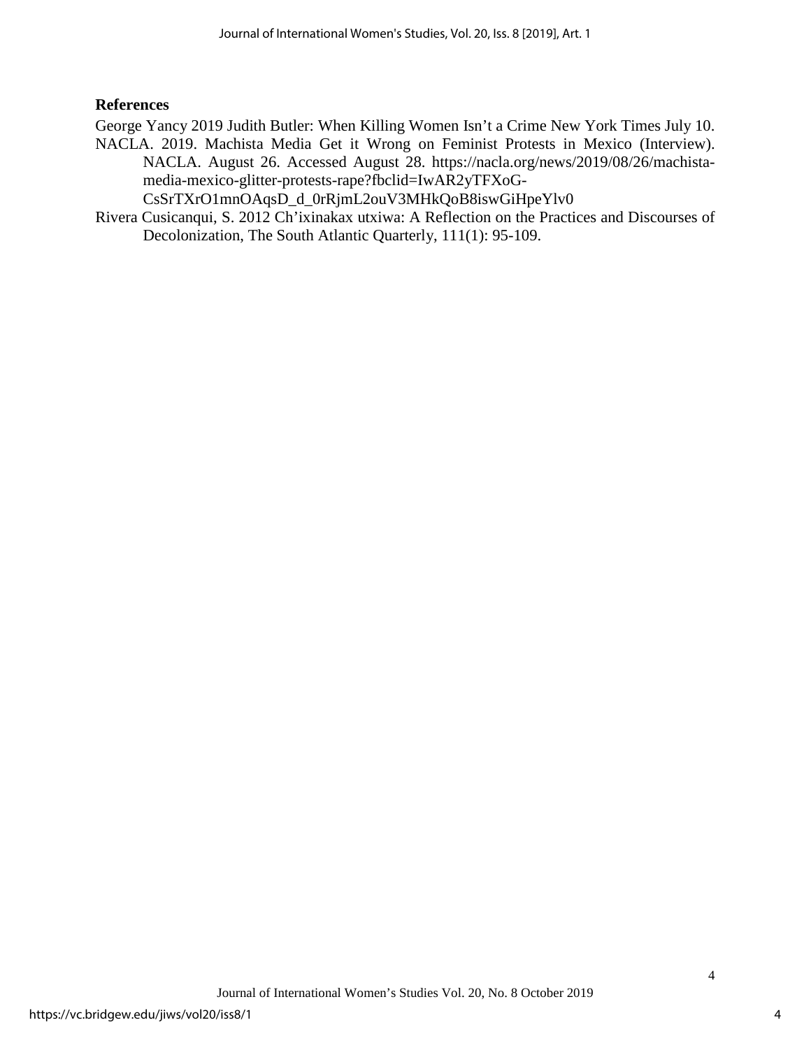## References

George Yancy 2019 Judith Butler: When Killing Women Isn't a Crime New York Times July 10.

NACLA. 2019. Machista Media Get it Wrong on Feminist Protests in Mexico (Interview). NACLA. August 26. Accessed August 28. https://nacla.org/news/2019/08/26/machista-media-mexico-glitter-protests-rape?fbclid=IwAR2yTFXoG-CsSrTXrO1mnOAqsD_d_0rRjmL2ouV3MHkQoB8iswGiHpeYlv0

Rivera Cusicanqui, S. 2012 Ch'ixinakax utxiwa: A Reflection on the Practices and Discourses of Decolonization, The South Atlantic Quarterly, 111(1): 95-109.